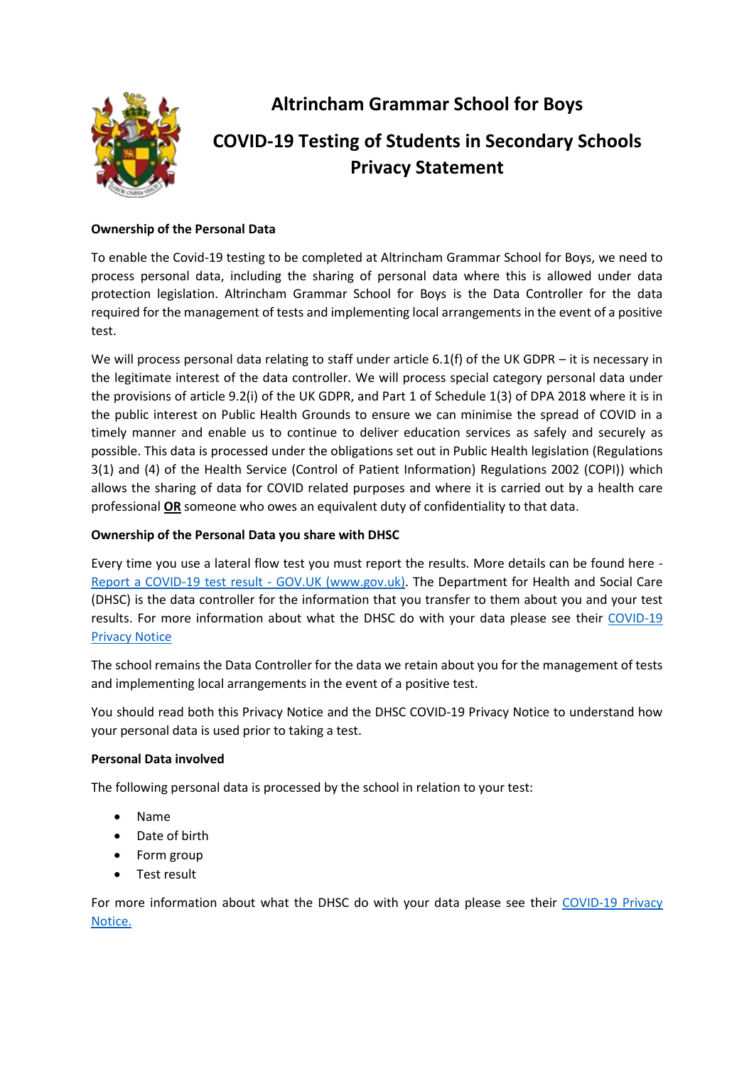# Altrincham Grammar School for Boys

## COVID-19 Testing of Students in Secondary Schools Privacy Statement

**Ownership of the Personal Data**

To enable the Covid-19 testing to be completed at Altrincham Grammar School for Boys, we need to process personal data, including the sharing of personal data where this is allowed under data protection legislation. Altrincham Grammar School for Boys is the Data Controller for the data required for the management of tests and implementing local arrangements in the event of a positive test.

We will process personal data relating to staff under article 6.1(f) of the UK GDPR – it is necessary in the legitimate interest of the data controller. We will process special category personal data under the provisions of article 9.2(i) of the UK GDPR, and Part 1 of Schedule 1(3) of DPA 2018 where it is in the public interest on Public Health Grounds to ensure we can minimise the spread of COVID in a timely manner and enable us to continue to deliver education services as safely and securely as possible. This data is processed under the obligations set out in Public Health legislation (Regulations 3(1) and (4) of the Health Service (Control of Patient Information) Regulations 2002 (COPI)) which allows the sharing of data for COVID related purposes and where it is carried out by a health care professional **OR** someone who owes an equivalent duty of confidentiality to that data.

**Ownership of the Personal Data you share with DHSC**

Every time you use a lateral flow test you must report the results. More details can be found here - Report a COVID-19 test result - GOV.UK (www.gov.uk). The Department for Health and Social Care (DHSC) is the data controller for the information that you transfer to them about you and your test results. For more information about what the DHSC do with your data please see their COVID-19 Privacy Notice

The school remains the Data Controller for the data we retain about you for the management of tests and implementing local arrangements in the event of a positive test.

You should read both this Privacy Notice and the DHSC COVID-19 Privacy Notice to understand how your personal data is used prior to taking a test.

**Personal Data involved**

The following personal data is processed by the school in relation to your test:

- Name
- Date of birth
- Form group
- Test result

For more information about what the DHSC do with your data please see their COVID-19 Privacy Notice.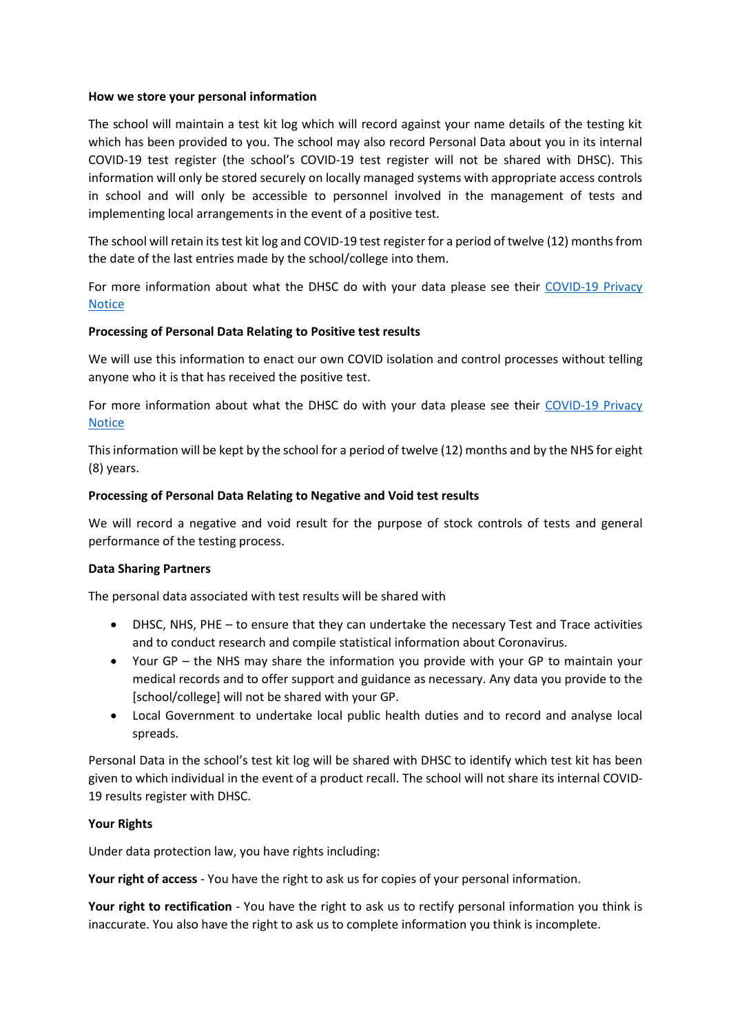**How we store your personal information**

The school will maintain a test kit log which will record against your name details of the testing kit which has been provided to you. The school may also record Personal Data about you in its internal COVID-19 test register (the school's COVID-19 test register will not be shared with DHSC). This information will only be stored securely on locally managed systems with appropriate access controls in school and will only be accessible to personnel involved in the management of tests and implementing local arrangements in the event of a positive test.

The school will retain its test kit log and COVID-19 test register for a period of twelve (12) months from the date of the last entries made by the school/college into them.

For more information about what the DHSC do with your data please see their COVID-19 Privacy Notice

**Processing of Personal Data Relating to Positive test results**

We will use this information to enact our own COVID isolation and control processes without telling anyone who it is that has received the positive test.

For more information about what the DHSC do with your data please see their COVID-19 Privacy Notice

This information will be kept by the school for a period of twelve (12) months and by the NHS for eight (8) years.

**Processing of Personal Data Relating to Negative and Void test results**

We will record a negative and void result for the purpose of stock controls of tests and general performance of the testing process.

**Data Sharing Partners**

The personal data associated with test results will be shared with

- DHSC, NHS, PHE – to ensure that they can undertake the necessary Test and Trace activities and to conduct research and compile statistical information about Coronavirus.
- Your GP – the NHS may share the information you provide with your GP to maintain your medical records and to offer support and guidance as necessary. Any data you provide to the [school/college] will not be shared with your GP.
- Local Government to undertake local public health duties and to record and analyse local spreads.

Personal Data in the school's test kit log will be shared with DHSC to identify which test kit has been given to which individual in the event of a product recall. The school will not share its internal COVID-19 results register with DHSC.

**Your Rights**

Under data protection law, you have rights including:

**Your right of access** - You have the right to ask us for copies of your personal information.

**Your right to rectification** - You have the right to ask us to rectify personal information you think is inaccurate. You also have the right to ask us to complete information you think is incomplete.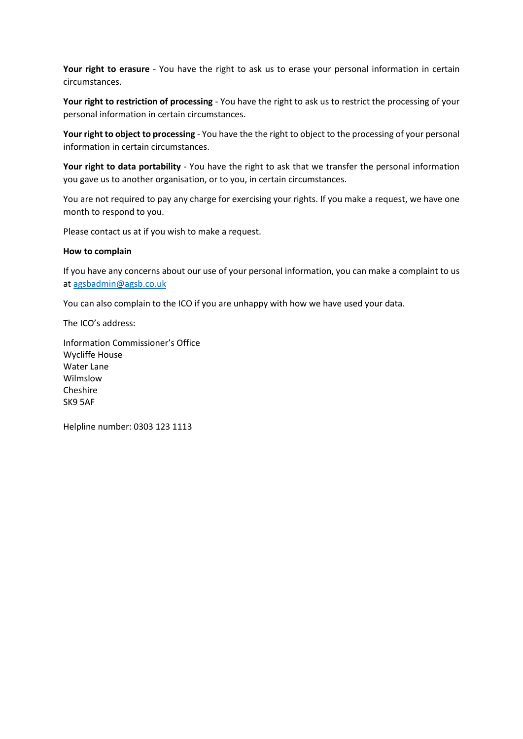**Your right to erasure** - You have the right to ask us to erase your personal information in certain circumstances.

**Your right to restriction of processing** - You have the right to ask us to restrict the processing of your personal information in certain circumstances.

**Your right to object to processing** - You have the the right to object to the processing of your personal information in certain circumstances.

**Your right to data portability** - You have the right to ask that we transfer the personal information you gave us to another organisation, or to you, in certain circumstances.

You are not required to pay any charge for exercising your rights. If you make a request, we have one month to respond to you.

Please contact us at if you wish to make a request.

**How to complain**

If you have any concerns about our use of your personal information, you can make a complaint to us at agsbadmin@agsb.co.uk

You can also complain to the ICO if you are unhappy with how we have used your data.

The ICO's address:

Information Commissioner's Office
Wycliffe House
Water Lane
Wilmslow
Cheshire
SK9 5AF

Helpline number: 0303 123 1113